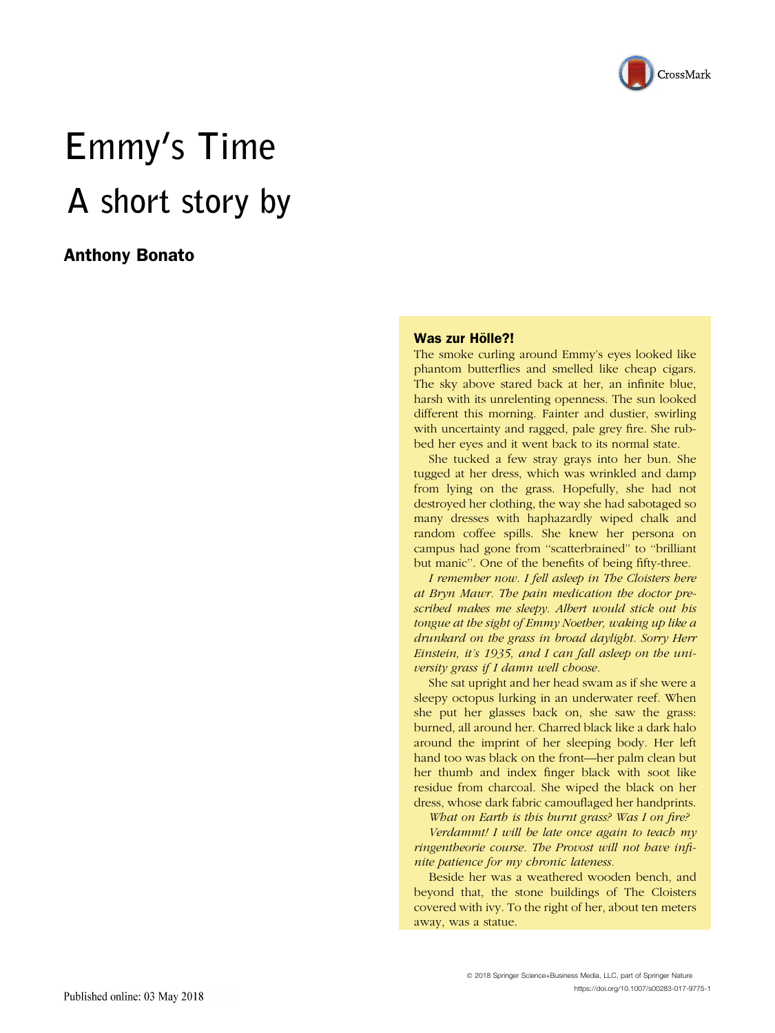# Emmy's Time

## A short story by

**Anthony Bonato**

### Was zur Hölle?!

The smoke curling around Emmy's eyes looked like phantom butterflies and smelled like cheap cigars. The sky above stared back at her, an infinite blue, harsh with its unrelenting openness. The sun looked different this morning. Fainter and dustier, swirling with uncertainty and ragged, pale grey fire. She rubbed her eyes and it went back to its normal state.

She tucked a few stray grays into her bun. She tugged at her dress, which was wrinkled and damp from lying on the grass. Hopefully, she had not destroyed her clothing, the way she had sabotaged so many dresses with haphazardly wiped chalk and random coffee spills. She knew her persona on campus had gone from "scatterbrained" to "brilliant but manic". One of the benefits of being fifty-three.

*I remember now. I fell asleep in The Cloisters here at Bryn Mawr. The pain medication the doctor prescribed makes me sleepy. Albert would stick out his tongue at the sight of Emmy Noether, waking up like a drunkard on the grass in broad daylight. Sorry Herr Einstein, it's 1935, and I can fall asleep on the university grass if I damn well choose.*

She sat upright and her head swam as if she were a sleepy octopus lurking in an underwater reef. When she put her glasses back on, she saw the grass: burned, all around her. Charred black like a dark halo around the imprint of her sleeping body. Her left hand too was black on the front—her palm clean but her thumb and index finger black with soot like residue from charcoal. She wiped the black on her dress, whose dark fabric camouflaged her handprints.

*What on Earth is this burnt grass? Was I on fire?*

*Verdammt! I will be late once again to teach my ringentheorie course. The Provost will not have infinite patience for my chronic lateness.*

Beside her was a weathered wooden bench, and beyond that, the stone buildings of The Cloisters covered with ivy. To the right of her, about ten meters away, was a statue.

© 2018 Springer Science+Business Media, LLC, part of Springer Nature

https://doi.org/10.1007/s00283-017-9775-1

Published online: 03 May 2018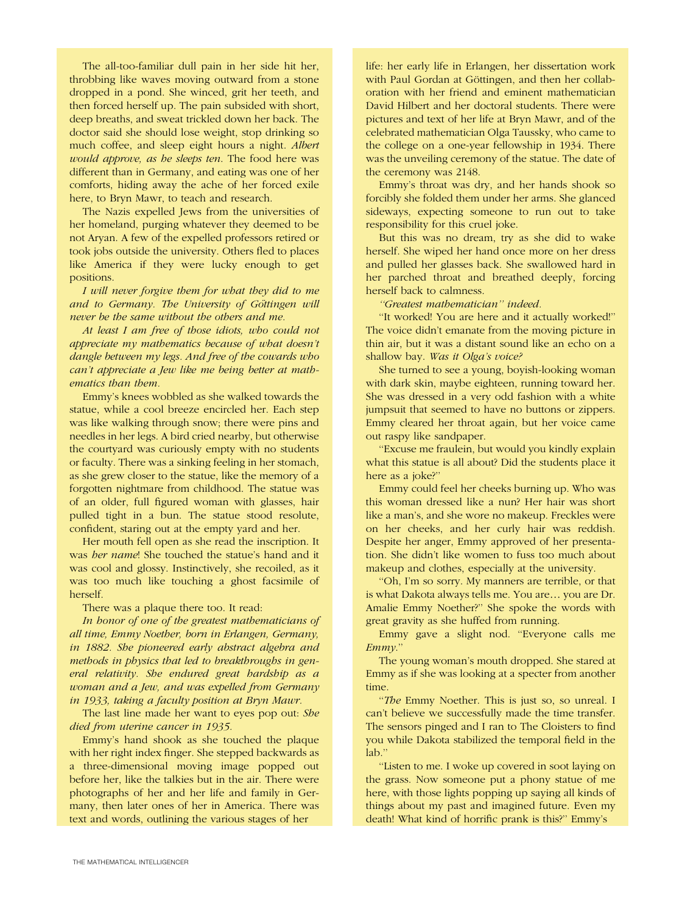The all-too-familiar dull pain in her side hit her, throbbing like waves moving outward from a stone dropped in a pond. She winced, grit her teeth, and then forced herself up. The pain subsided with short, deep breaths, and sweat trickled down her back. The doctor said she should lose weight, stop drinking so much coffee, and sleep eight hours a night. *Albert would approve, as he sleeps ten.* The food here was different than in Germany, and eating was one of her comforts, hiding away the ache of her forced exile here, to Bryn Mawr, to teach and research.

The Nazis expelled Jews from the universities of her homeland, purging whatever they deemed to be not Aryan. A few of the expelled professors retired or took jobs outside the university. Others fled to places like America if they were lucky enough to get positions.

*I will never forgive them for what they did to me and to Germany. The University of Göttingen will never be the same without the others and me.*

*At least I am free of those idiots, who could not appreciate my mathematics because of what doesn't dangle between my legs. And free of the cowards who can't appreciate a Jew like me being better at mathematics than them.*

Emmy's knees wobbled as she walked towards the statue, while a cool breeze encircled her. Each step was like walking through snow; there were pins and needles in her legs. A bird cried nearby, but otherwise the courtyard was curiously empty with no students or faculty. There was a sinking feeling in her stomach, as she grew closer to the statue, like the memory of a forgotten nightmare from childhood. The statue was of an older, full figured woman with glasses, hair pulled tight in a bun. The statue stood resolute, confident, staring out at the empty yard and her.

Her mouth fell open as she read the inscription. It was *her name*! She touched the statue's hand and it was cool and glossy. Instinctively, she recoiled, as it was too much like touching a ghost facsimile of herself.

There was a plaque there too. It read:

*In honor of one of the greatest mathematicians of all time, Emmy Noether, born in Erlangen, Germany, in 1882. She pioneered early abstract algebra and methods in physics that led to breakthroughs in general relativity. She endured great hardship as a woman and a Jew, and was expelled from Germany in 1933, taking a faculty position at Bryn Mawr.*

The last line made her want to eyes pop out: *She died from uterine cancer in 1935.*

Emmy's hand shook as she touched the plaque with her right index finger. She stepped backwards as a three-dimensional moving image popped out before her, like the talkies but in the air. There were photographs of her and her life and family in Germany, then later ones of her in America. There was text and words, outlining the various stages of her life: her early life in Erlangen, her dissertation work with Paul Gordan at Göttingen, and then her collaboration with her friend and eminent mathematician David Hilbert and her doctoral students. There were pictures and text of her life at Bryn Mawr, and of the celebrated mathematician Olga Taussky, who came to the college on a one-year fellowship in 1934. There was the unveiling ceremony of the statue. The date of the ceremony was 2148.

Emmy's throat was dry, and her hands shook so forcibly she folded them under her arms. She glanced sideways, expecting someone to run out to take responsibility for this cruel joke.

But this was no dream, try as she did to wake herself. She wiped her hand once more on her dress and pulled her glasses back. She swallowed hard in her parched throat and breathed deeply, forcing herself back to calmness.

*"Greatest mathematician" indeed.*

"It worked! You are here and it actually worked!" The voice didn't emanate from the moving picture in thin air, but it was a distant sound like an echo on a shallow bay. *Was it Olga's voice?*

She turned to see a young, boyish-looking woman with dark skin, maybe eighteen, running toward her. She was dressed in a very odd fashion with a white jumpsuit that seemed to have no buttons or zippers. Emmy cleared her throat again, but her voice came out raspy like sandpaper.

"Excuse me fraulein, but would you kindly explain what this statue is all about? Did the students place it here as a joke?"

Emmy could feel her cheeks burning up. Who was this woman dressed like a nun? Her hair was short like a man's, and she wore no makeup. Freckles were on her cheeks, and her curly hair was reddish. Despite her anger, Emmy approved of her presentation. She didn't like women to fuss too much about makeup and clothes, especially at the university.

"Oh, I'm so sorry. My manners are terrible, or that is what Dakota always tells me. You are… you are Dr. Amalie Emmy Noether?" She spoke the words with great gravity as she huffed from running.

Emmy gave a slight nod. "Everyone calls me *Emmy*."

The young woman's mouth dropped. She stared at Emmy as if she was looking at a specter from another time.

"*The* Emmy Noether. This is just so, so unreal. I can't believe we successfully made the time transfer. The sensors pinged and I ran to The Cloisters to find you while Dakota stabilized the temporal field in the lab."

"Listen to me. I woke up covered in soot laying on the grass. Now someone put a phony statue of me here, with those lights popping up saying all kinds of things about my past and imagined future. Even my death! What kind of horrific prank is this?" Emmy's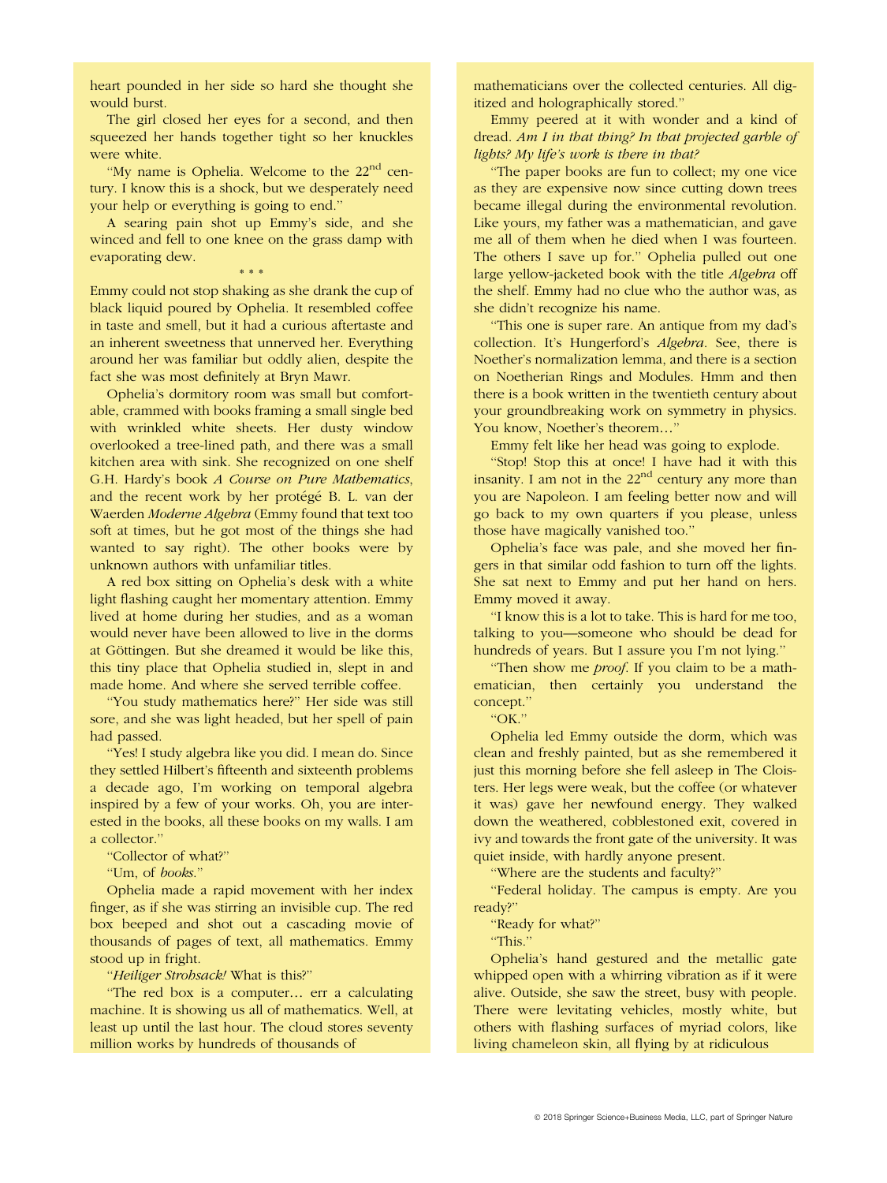heart pounded in her side so hard she thought she would burst.

The girl closed her eyes for a second, and then squeezed her hands together tight so her knuckles were white.

"My name is Ophelia. Welcome to the 22nd century. I know this is a shock, but we desperately need your help or everything is going to end."

A searing pain shot up Emmy's side, and she winced and fell to one knee on the grass damp with evaporating dew.

\* \* \*

Emmy could not stop shaking as she drank the cup of black liquid poured by Ophelia. It resembled coffee in taste and smell, but it had a curious aftertaste and an inherent sweetness that unnerved her. Everything around her was familiar but oddly alien, despite the fact she was most definitely at Bryn Mawr.

Ophelia's dormitory room was small but comfortable, crammed with books framing a small single bed with wrinkled white sheets. Her dusty window overlooked a tree-lined path, and there was a small kitchen area with sink. She recognized on one shelf G.H. Hardy's book *A Course on Pure Mathematics*, and the recent work by her protégé B. L. van der Waerden *Moderne Algebra* (Emmy found that text too soft at times, but he got most of the things she had wanted to say right). The other books were by unknown authors with unfamiliar titles.

A red box sitting on Ophelia's desk with a white light flashing caught her momentary attention. Emmy lived at home during her studies, and as a woman would never have been allowed to live in the dorms at Göttingen. But she dreamed it would be like this, this tiny place that Ophelia studied in, slept in and made home. And where she served terrible coffee.

"You study mathematics here?" Her side was still sore, and she was light headed, but her spell of pain had passed.

"Yes! I study algebra like you did. I mean do. Since they settled Hilbert's fifteenth and sixteenth problems a decade ago, I'm working on temporal algebra inspired by a few of your works. Oh, you are interested in the books, all these books on my walls. I am a collector."

"Collector of what?"

"Um, of *books*."

Ophelia made a rapid movement with her index finger, as if she was stirring an invisible cup. The red box beeped and shot out a cascading movie of thousands of pages of text, all mathematics. Emmy stood up in fright.

"*Heiliger Strohsack!* What is this?"

"The red box is a computer… err a calculating machine. It is showing us all of mathematics. Well, at least up until the last hour. The cloud stores seventy million works by hundreds of thousands of mathematicians over the collected centuries. All digitized and holographically stored."

Emmy peered at it with wonder and a kind of dread. *Am I in that thing? In that projected garble of lights? My life's work is there in that?*

"The paper books are fun to collect; my one vice as they are expensive now since cutting down trees became illegal during the environmental revolution. Like yours, my father was a mathematician, and gave me all of them when he died when I was fourteen. The others I save up for." Ophelia pulled out one large yellow-jacketed book with the title *Algebra* off the shelf. Emmy had no clue who the author was, as she didn't recognize his name.

"This one is super rare. An antique from my dad's collection. It's Hungerford's *Algebra*. See, there is Noether's normalization lemma, and there is a section on Noetherian Rings and Modules. Hmm and then there is a book written in the twentieth century about your groundbreaking work on symmetry in physics. You know, Noether's theorem…"

Emmy felt like her head was going to explode.

"Stop! Stop this at once! I have had it with this insanity. I am not in the 22nd century any more than you are Napoleon. I am feeling better now and will go back to my own quarters if you please, unless those have magically vanished too."

Ophelia's face was pale, and she moved her fingers in that similar odd fashion to turn off the lights. She sat next to Emmy and put her hand on hers. Emmy moved it away.

"I know this is a lot to take. This is hard for me too, talking to you—someone who should be dead for hundreds of years. But I assure you I'm not lying."

"Then show me *proof*. If you claim to be a mathematician, then certainly you understand the concept."

"OK."

Ophelia led Emmy outside the dorm, which was clean and freshly painted, but as she remembered it just this morning before she fell asleep in The Cloisters. Her legs were weak, but the coffee (or whatever it was) gave her newfound energy. They walked down the weathered, cobblestoned exit, covered in ivy and towards the front gate of the university. It was quiet inside, with hardly anyone present.

"Where are the students and faculty?"

"Federal holiday. The campus is empty. Are you ready?"

"Ready for what?"

"This."

Ophelia's hand gestured and the metallic gate whipped open with a whirring vibration as if it were alive. Outside, she saw the street, busy with people. There were levitating vehicles, mostly white, but others with flashing surfaces of myriad colors, like living chameleon skin, all flying by at ridiculous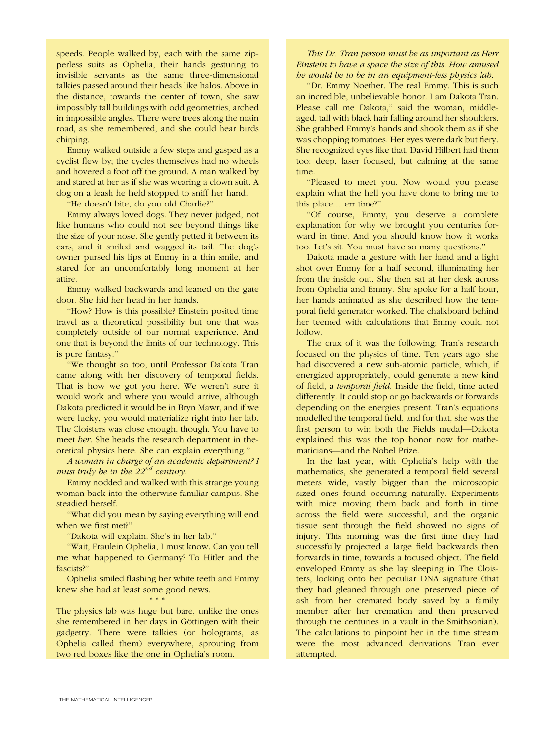speeds. People walked by, each with the same zipperless suits as Ophelia, their hands gesturing to invisible servants as the same three-dimensional talkies passed around their heads like halos. Above in the distance, towards the center of town, she saw impossibly tall buildings with odd geometries, arched in impossible angles. There were trees along the main road, as she remembered, and she could hear birds chirping.

Emmy walked outside a few steps and gasped as a cyclist flew by; the cycles themselves had no wheels and hovered a foot off the ground. A man walked by and stared at her as if she was wearing a clown suit. A dog on a leash he held stopped to sniff her hand.

"He doesn't bite, do you old Charlie?"

Emmy always loved dogs. They never judged, not like humans who could not see beyond things like the size of your nose. She gently petted it between its ears, and it smiled and wagged its tail. The dog's owner pursed his lips at Emmy in a thin smile, and stared for an uncomfortably long moment at her attire.

Emmy walked backwards and leaned on the gate door. She hid her head in her hands.

"How? How is this possible? Einstein posited time travel as a theoretical possibility but one that was completely outside of our normal experience. And one that is beyond the limits of our technology. This is pure fantasy."

"We thought so too, until Professor Dakota Tran came along with her discovery of temporal fields. That is how we got you here. We weren't sure it would work and where you would arrive, although Dakota predicted it would be in Bryn Mawr, and if we were lucky, you would materialize right into her lab. The Cloisters was close enough, though. You have to meet *her*. She heads the research department in theoretical physics here. She can explain everything."

*A woman in charge of an academic department? I must truly be in the 22nd century.*

Emmy nodded and walked with this strange young woman back into the otherwise familiar campus. She steadied herself.

"What did you mean by saying everything will end when we first met?"

"Dakota will explain. She's in her lab."

"Wait, Fraulein Ophelia, I must know. Can you tell me what happened to Germany? To Hitler and the fascists?"

Ophelia smiled flashing her white teeth and Emmy knew she had at least some good news.

* * *

The physics lab was huge but bare, unlike the ones she remembered in her days in Göttingen with their gadgetry. There were talkies (or holograms, as Ophelia called them) everywhere, sprouting from two red boxes like the one in Ophelia's room.

*This Dr. Tran person must be as important as Herr Einstein to have a space the size of this. How amused he would be to be in an equipment-less physics lab.*

"Dr. Emmy Noether. The real Emmy. This is such an incredible, unbelievable honor. I am Dakota Tran. Please call me Dakota," said the woman, middle-aged, tall with black hair falling around her shoulders. She grabbed Emmy's hands and shook them as if she was chopping tomatoes. Her eyes were dark but fiery. She recognized eyes like that. David Hilbert had them too: deep, laser focused, but calming at the same time.

"Pleased to meet you. Now would you please explain what the hell you have done to bring me to this place… err time?"

"Of course, Emmy, you deserve a complete explanation for why we brought you centuries forward in time. And you should know how it works too. Let's sit. You must have so many questions."

Dakota made a gesture with her hand and a light shot over Emmy for a half second, illuminating her from the inside out. She then sat at her desk across from Ophelia and Emmy. She spoke for a half hour, her hands animated as she described how the temporal field generator worked. The chalkboard behind her teemed with calculations that Emmy could not follow.

The crux of it was the following: Tran's research focused on the physics of time. Ten years ago, she had discovered a new sub-atomic particle, which, if energized appropriately, could generate a new kind of field, a *temporal field*. Inside the field, time acted differently. It could stop or go backwards or forwards depending on the energies present. Tran's equations modelled the temporal field, and for that, she was the first person to win both the Fields medal—Dakota explained this was the top honor now for mathematicians—and the Nobel Prize.

In the last year, with Ophelia's help with the mathematics, she generated a temporal field several meters wide, vastly bigger than the microscopic sized ones found occurring naturally. Experiments with mice moving them back and forth in time across the field were successful, and the organic tissue sent through the field showed no signs of injury. This morning was the first time they had successfully projected a large field backwards then forwards in time, towards a focused object. The field enveloped Emmy as she lay sleeping in The Cloisters, locking onto her peculiar DNA signature (that they had gleaned through one preserved piece of ash from her cremated body saved by a family member after her cremation and then preserved through the centuries in a vault in the Smithsonian). The calculations to pinpoint her in the time stream were the most advanced derivations Tran ever attempted.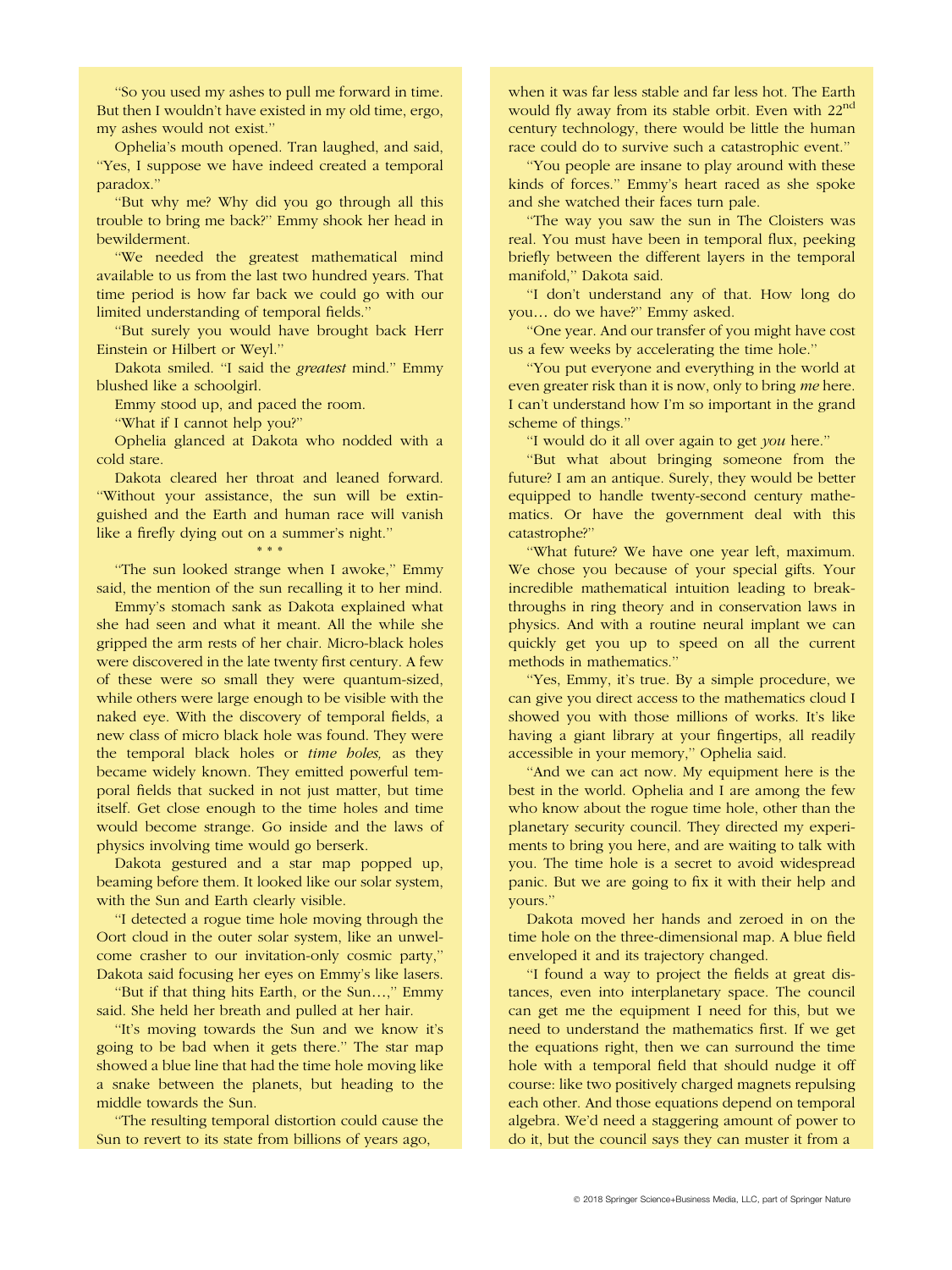"So you used my ashes to pull me forward in time. But then I wouldn't have existed in my old time, ergo, my ashes would not exist."

Ophelia's mouth opened. Tran laughed, and said, "Yes, I suppose we have indeed created a temporal paradox."

"But why me? Why did you go through all this trouble to bring me back?" Emmy shook her head in bewilderment.

"We needed the greatest mathematical mind available to us from the last two hundred years. That time period is how far back we could go with our limited understanding of temporal fields."

"But surely you would have brought back Herr Einstein or Hilbert or Weyl."

Dakota smiled. "I said the *greatest* mind." Emmy blushed like a schoolgirl.

Emmy stood up, and paced the room.

"What if I cannot help you?"

Ophelia glanced at Dakota who nodded with a cold stare.

Dakota cleared her throat and leaned forward. "Without your assistance, the sun will be extinguished and the Earth and human race will vanish like a firefly dying out on a summer's night."

\* \* \*

"The sun looked strange when I awoke," Emmy said, the mention of the sun recalling it to her mind.

Emmy's stomach sank as Dakota explained what she had seen and what it meant. All the while she gripped the arm rests of her chair. Micro-black holes were discovered in the late twenty first century. A few of these were so small they were quantum-sized, while others were large enough to be visible with the naked eye. With the discovery of temporal fields, a new class of micro black hole was found. They were the temporal black holes or *time holes,* as they became widely known. They emitted powerful temporal fields that sucked in not just matter, but time itself. Get close enough to the time holes and time would become strange. Go inside and the laws of physics involving time would go berserk.

Dakota gestured and a star map popped up, beaming before them. It looked like our solar system, with the Sun and Earth clearly visible.

"I detected a rogue time hole moving through the Oort cloud in the outer solar system, like an unwelcome crasher to our invitation-only cosmic party," Dakota said focusing her eyes on Emmy's like lasers.

"But if that thing hits Earth, or the Sun…," Emmy said. She held her breath and pulled at her hair.

"It's moving towards the Sun and we know it's going to be bad when it gets there." The star map showed a blue line that had the time hole moving like a snake between the planets, but heading to the middle towards the Sun.

"The resulting temporal distortion could cause the Sun to revert to its state from billions of years ago, when it was far less stable and far less hot. The Earth would fly away from its stable orbit. Even with 22nd century technology, there would be little the human race could do to survive such a catastrophic event."

"You people are insane to play around with these kinds of forces." Emmy's heart raced as she spoke and she watched their faces turn pale.

"The way you saw the sun in The Cloisters was real. You must have been in temporal flux, peeking briefly between the different layers in the temporal manifold," Dakota said.

"I don't understand any of that. How long do you… do we have?" Emmy asked.

"One year. And our transfer of you might have cost us a few weeks by accelerating the time hole."

"You put everyone and everything in the world at even greater risk than it is now, only to bring *me* here. I can't understand how I'm so important in the grand scheme of things."

"I would do it all over again to get *you* here."

"But what about bringing someone from the future? I am an antique. Surely, they would be better equipped to handle twenty-second century mathematics. Or have the government deal with this catastrophe?"

"What future? We have one year left, maximum. We chose you because of your special gifts. Your incredible mathematical intuition leading to breakthroughs in ring theory and in conservation laws in physics. And with a routine neural implant we can quickly get you up to speed on all the current methods in mathematics."

"Yes, Emmy, it's true. By a simple procedure, we can give you direct access to the mathematics cloud I showed you with those millions of works. It's like having a giant library at your fingertips, all readily accessible in your memory," Ophelia said.

"And we can act now. My equipment here is the best in the world. Ophelia and I are among the few who know about the rogue time hole, other than the planetary security council. They directed my experiments to bring you here, and are waiting to talk with you. The time hole is a secret to avoid widespread panic. But we are going to fix it with their help and yours."

Dakota moved her hands and zeroed in on the time hole on the three-dimensional map. A blue field enveloped it and its trajectory changed.

"I found a way to project the fields at great distances, even into interplanetary space. The council can get me the equipment I need for this, but we need to understand the mathematics first. If we get the equations right, then we can surround the time hole with a temporal field that should nudge it off course: like two positively charged magnets repulsing each other. And those equations depend on temporal algebra. We'd need a staggering amount of power to do it, but the council says they can muster it from a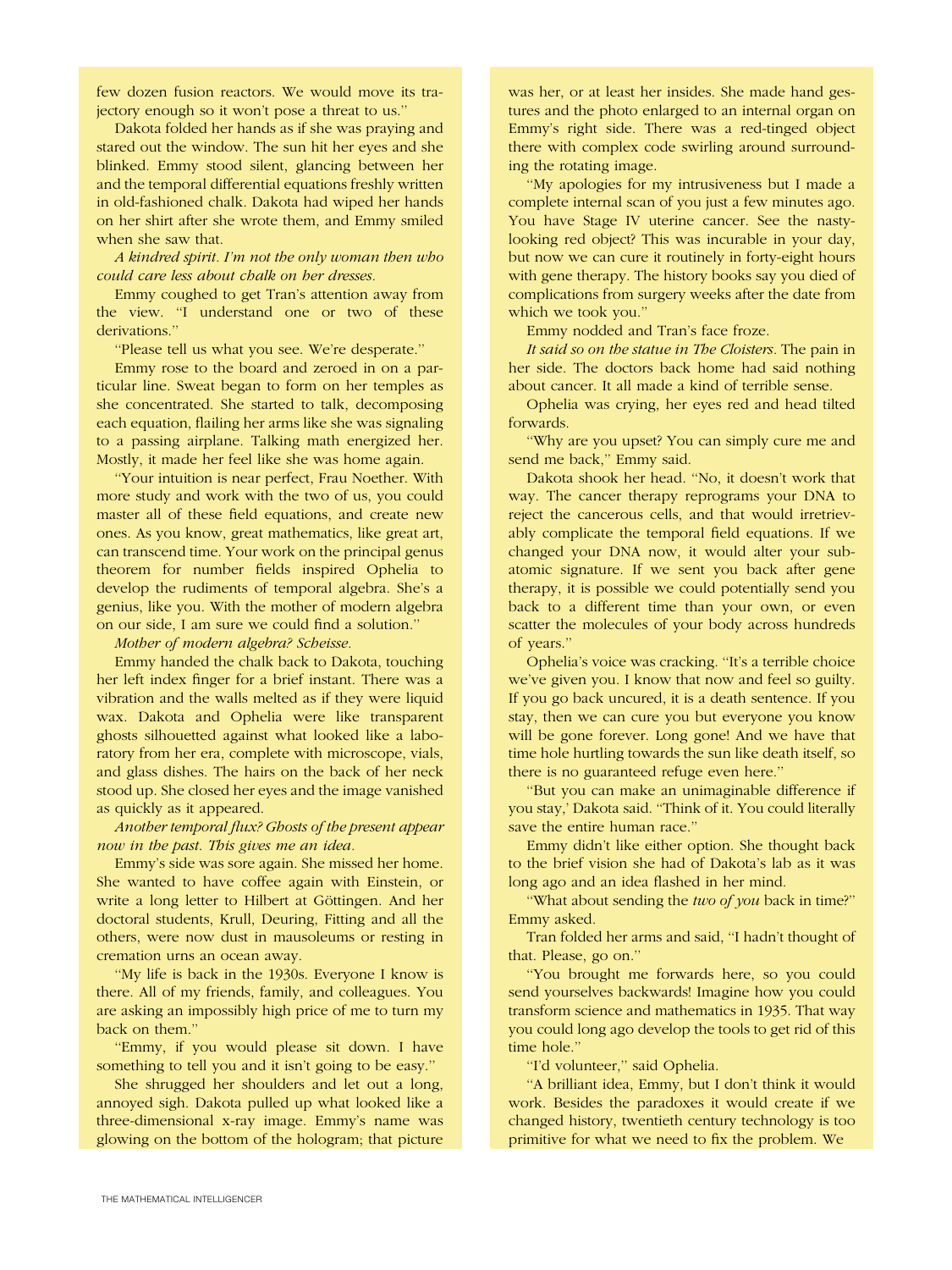few dozen fusion reactors. We would move its trajectory enough so it won't pose a threat to us."

Dakota folded her hands as if she was praying and stared out the window. The sun hit her eyes and she blinked. Emmy stood silent, glancing between her and the temporal differential equations freshly written in old-fashioned chalk. Dakota had wiped her hands on her shirt after she wrote them, and Emmy smiled when she saw that.

*A kindred spirit. I'm not the only woman then who could care less about chalk on her dresses.*

Emmy coughed to get Tran's attention away from the view. "I understand one or two of these derivations."

"Please tell us what you see. We're desperate."

Emmy rose to the board and zeroed in on a particular line. Sweat began to form on her temples as she concentrated. She started to talk, decomposing each equation, flailing her arms like she was signaling to a passing airplane. Talking math energized her. Mostly, it made her feel like she was home again.

"Your intuition is near perfect, Frau Noether. With more study and work with the two of us, you could master all of these field equations, and create new ones. As you know, great mathematics, like great art, can transcend time. Your work on the principal genus theorem for number fields inspired Ophelia to develop the rudiments of temporal algebra. She's a genius, like you. With the mother of modern algebra on our side, I am sure we could find a solution."

*Mother of modern algebra? Scheisse.*

Emmy handed the chalk back to Dakota, touching her left index finger for a brief instant. There was a vibration and the walls melted as if they were liquid wax. Dakota and Ophelia were like transparent ghosts silhouetted against what looked like a laboratory from her era, complete with microscope, vials, and glass dishes. The hairs on the back of her neck stood up. She closed her eyes and the image vanished as quickly as it appeared.

*Another temporal flux? Ghosts of the present appear now in the past. This gives me an idea.*

Emmy's side was sore again. She missed her home. She wanted to have coffee again with Einstein, or write a long letter to Hilbert at Göttingen. And her doctoral students, Krull, Deuring, Fitting and all the others, were now dust in mausoleums or resting in cremation urns an ocean away.

"My life is back in the 1930s. Everyone I know is there. All of my friends, family, and colleagues. You are asking an impossibly high price of me to turn my back on them."

"Emmy, if you would please sit down. I have something to tell you and it isn't going to be easy."

She shrugged her shoulders and let out a long, annoyed sigh. Dakota pulled up what looked like a three-dimensional x-ray image. Emmy's name was glowing on the bottom of the hologram; that picture was her, or at least her insides. She made hand gestures and the photo enlarged to an internal organ on Emmy's right side. There was a red-tinged object there with complex code swirling around surrounding the rotating image.

"My apologies for my intrusiveness but I made a complete internal scan of you just a few minutes ago. You have Stage IV uterine cancer. See the nasty-looking red object? This was incurable in your day, but now we can cure it routinely in forty-eight hours with gene therapy. The history books say you died of complications from surgery weeks after the date from which we took you."

Emmy nodded and Tran's face froze.

*It said so on the statue in The Cloisters.* The pain in her side. The doctors back home had said nothing about cancer. It all made a kind of terrible sense.

Ophelia was crying, her eyes red and head tilted forwards.

"Why are you upset? You can simply cure me and send me back," Emmy said.

Dakota shook her head. "No, it doesn't work that way. The cancer therapy reprograms your DNA to reject the cancerous cells, and that would irretrievably complicate the temporal field equations. If we changed your DNA now, it would alter your subatomic signature. If we sent you back after gene therapy, it is possible we could potentially send you back to a different time than your own, or even scatter the molecules of your body across hundreds of years."

Ophelia's voice was cracking. "It's a terrible choice we've given you. I know that now and feel so guilty. If you go back uncured, it is a death sentence. If you stay, then we can cure you but everyone you know will be gone forever. Long gone! And we have that time hole hurtling towards the sun like death itself, so there is no guaranteed refuge even here."

"But you can make an unimaginable difference if you stay,' Dakota said. "Think of it. You could literally save the entire human race."

Emmy didn't like either option. She thought back to the brief vision she had of Dakota's lab as it was long ago and an idea flashed in her mind.

"What about sending the *two of you* back in time?" Emmy asked.

Tran folded her arms and said, "I hadn't thought of that. Please, go on."

"You brought me forwards here, so you could send yourselves backwards! Imagine how you could transform science and mathematics in 1935. That way you could long ago develop the tools to get rid of this time hole."

"I'd volunteer," said Ophelia.

"A brilliant idea, Emmy, but I don't think it would work. Besides the paradoxes it would create if we changed history, twentieth century technology is too primitive for what we need to fix the problem. We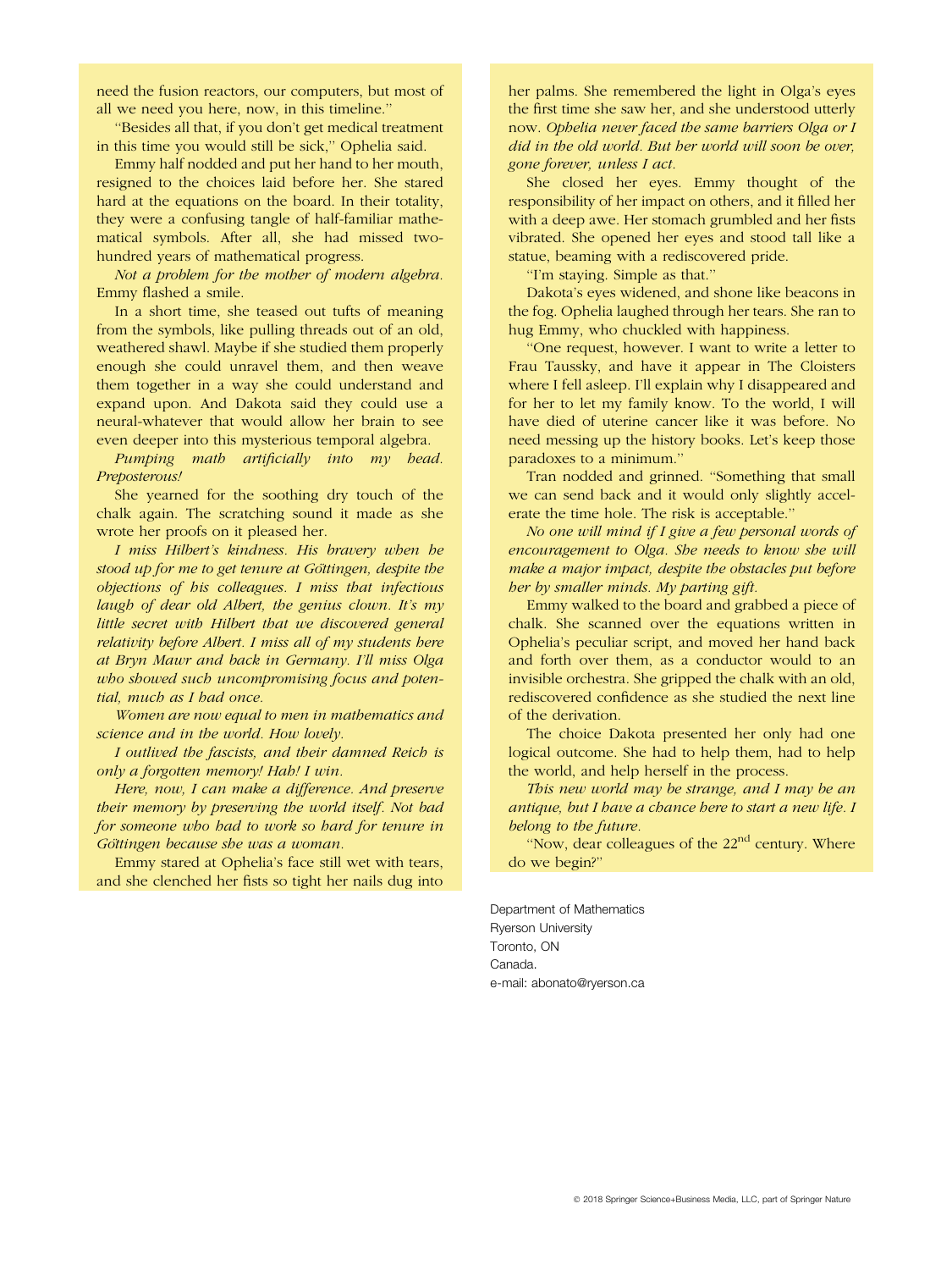need the fusion reactors, our computers, but most of all we need you here, now, in this timeline."

"Besides all that, if you don't get medical treatment in this time you would still be sick," Ophelia said.

Emmy half nodded and put her hand to her mouth, resigned to the choices laid before her. She stared hard at the equations on the board. In their totality, they were a confusing tangle of half-familiar mathematical symbols. After all, she had missed two-hundred years of mathematical progress.

*Not a problem for the mother of modern algebra.* Emmy flashed a smile.

In a short time, she teased out tufts of meaning from the symbols, like pulling threads out of an old, weathered shawl. Maybe if she studied them properly enough she could unravel them, and then weave them together in a way she could understand and expand upon. And Dakota said they could use a neural-whatever that would allow her brain to see even deeper into this mysterious temporal algebra.

*Pumping math artificially into my head. Preposterous!*

She yearned for the soothing dry touch of the chalk again. The scratching sound it made as she wrote her proofs on it pleased her.

*I miss Hilbert's kindness. His bravery when he stood up for me to get tenure at Göttingen, despite the objections of his colleagues. I miss that infectious laugh of dear old Albert, the genius clown. It's my little secret with Hilbert that we discovered general relativity before Albert. I miss all of my students here at Bryn Mawr and back in Germany. I'll miss Olga who showed such uncompromising focus and potential, much as I had once.*

*Women are now equal to men in mathematics and science and in the world. How lovely.*

*I outlived the fascists, and their damned Reich is only a forgotten memory! Hah! I win.*

*Here, now, I can make a difference. And preserve their memory by preserving the world itself. Not bad for someone who had to work so hard for tenure in Göttingen because she was a woman.*

Emmy stared at Ophelia's face still wet with tears, and she clenched her fists so tight her nails dug into her palms. She remembered the light in Olga's eyes the first time she saw her, and she understood utterly now. *Ophelia never faced the same barriers Olga or I did in the old world. But her world will soon be over, gone forever, unless I act.*

She closed her eyes. Emmy thought of the responsibility of her impact on others, and it filled her with a deep awe. Her stomach grumbled and her fists vibrated. She opened her eyes and stood tall like a statue, beaming with a rediscovered pride.

"I'm staying. Simple as that."

Dakota's eyes widened, and shone like beacons in the fog. Ophelia laughed through her tears. She ran to hug Emmy, who chuckled with happiness.

"One request, however. I want to write a letter to Frau Taussky, and have it appear in The Cloisters where I fell asleep. I'll explain why I disappeared and for her to let my family know. To the world, I will have died of uterine cancer like it was before. No need messing up the history books. Let's keep those paradoxes to a minimum."

Tran nodded and grinned. "Something that small we can send back and it would only slightly accelerate the time hole. The risk is acceptable."

*No one will mind if I give a few personal words of encouragement to Olga. She needs to know she will make a major impact, despite the obstacles put before her by smaller minds. My parting gift.*

Emmy walked to the board and grabbed a piece of chalk. She scanned over the equations written in Ophelia's peculiar script, and moved her hand back and forth over them, as a conductor would to an invisible orchestra. She gripped the chalk with an old, rediscovered confidence as she studied the next line of the derivation.

The choice Dakota presented her only had one logical outcome. She had to help them, had to help the world, and help herself in the process.

*This new world may be strange, and I may be an antique, but I have a chance here to start a new life. I belong to the future.*

"Now, dear colleagues of the 22nd century. Where do we begin?"

Department of Mathematics
Ryerson University
Toronto, ON
Canada.
e-mail: abonato@ryerson.ca